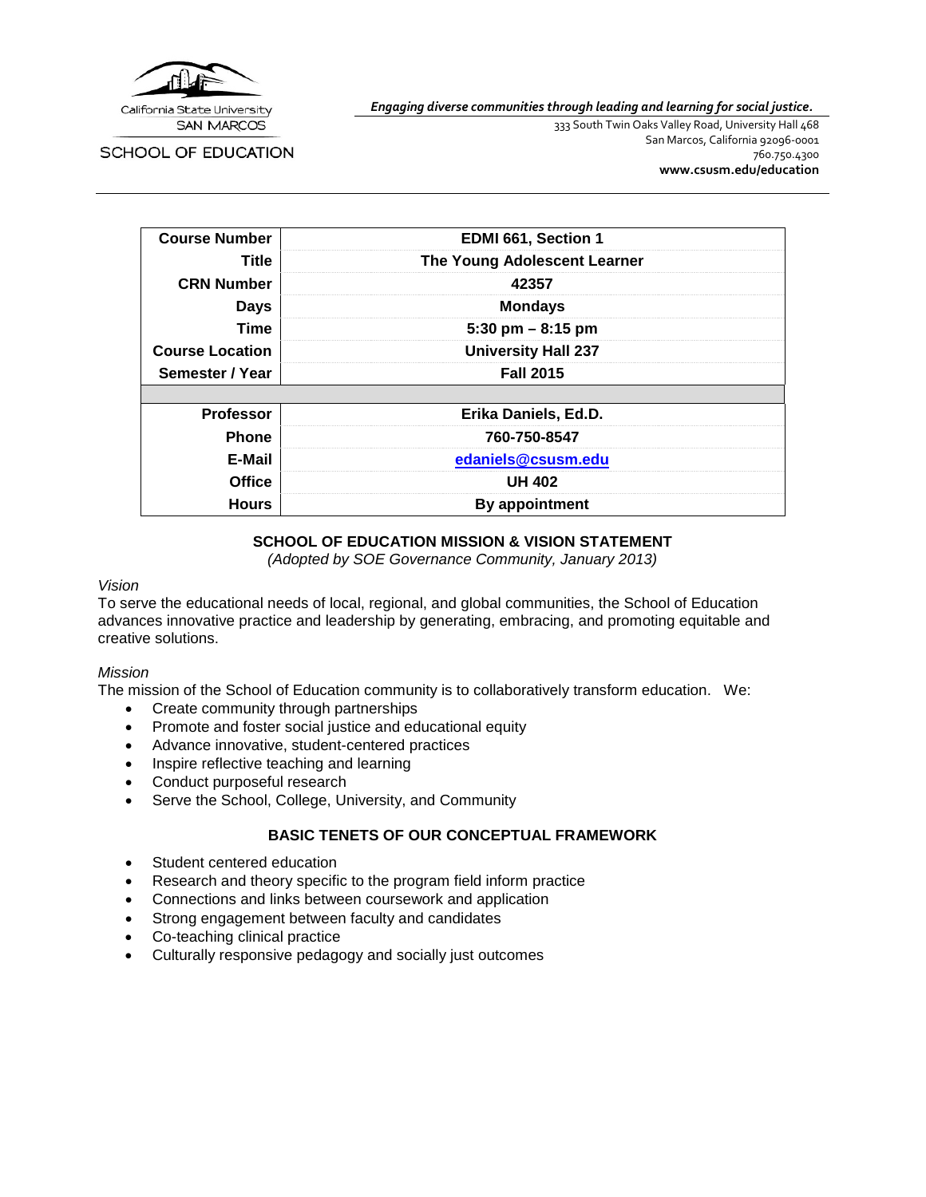California State University SAN MARCOS

SCHOOL OF EDUCATION

*Engaging diverse communities through leading and learning for social justice.*

333 South Twin Oaks Valley Road, University Hall 468
San Marcos, California 92096-0001
760.750.4300
**www.csusm.edu/education**

| | |
|---|---|
| **Course Number** | **EDMI 661, Section 1** |
| **Title** | **The Young Adolescent Learner** |
| **CRN Number** | **42357** |
| **Days** | **Mondays** |
| **Time** | **5:30 pm – 8:15 pm** |
| **Course Location** | **University Hall 237** |
| **Semester / Year** | **Fall 2015** |
| | |
| **Professor** | **Erika Daniels, Ed.D.** |
| **Phone** | **760-750-8547** |
| **E-Mail** | **edaniels@csusm.edu** |
| **Office** | **UH 402** |
| **Hours** | **By appointment** |

## SCHOOL OF EDUCATION MISSION & VISION STATEMENT

*(Adopted by SOE Governance Community, January 2013)*

*Vision*

To serve the educational needs of local, regional, and global communities, the School of Education advances innovative practice and leadership by generating, embracing, and promoting equitable and creative solutions.

*Mission*

The mission of the School of Education community is to collaboratively transform education. We:

- Create community through partnerships
- Promote and foster social justice and educational equity
- Advance innovative, student-centered practices
- Inspire reflective teaching and learning
- Conduct purposeful research
- Serve the School, College, University, and Community

## BASIC TENETS OF OUR CONCEPTUAL FRAMEWORK

- Student centered education
- Research and theory specific to the program field inform practice
- Connections and links between coursework and application
- Strong engagement between faculty and candidates
- Co-teaching clinical practice
- Culturally responsive pedagogy and socially just outcomes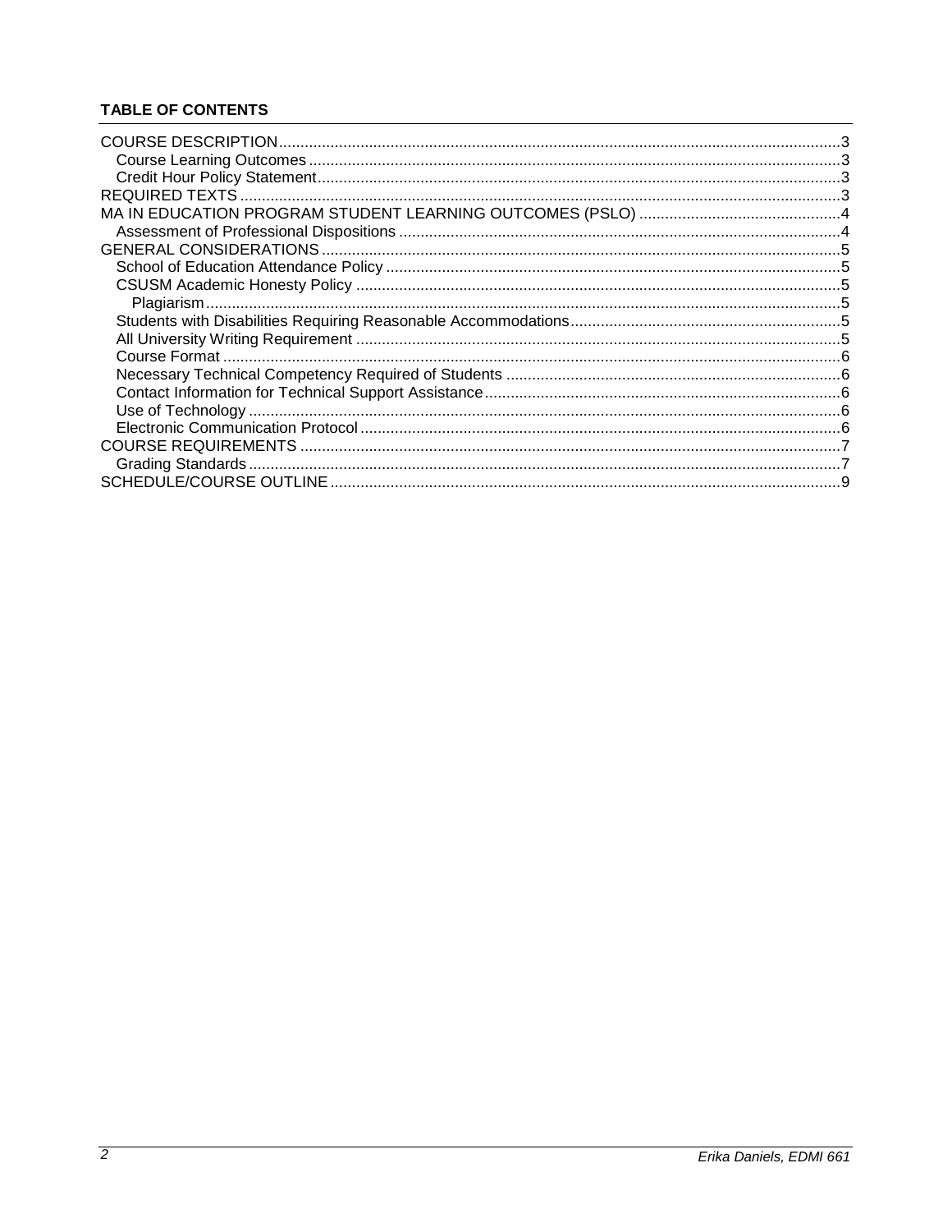**TABLE OF CONTENTS**

- COURSE DESCRIPTION ... 3
  - Course Learning Outcomes ... 3
  - Credit Hour Policy Statement ... 3
- REQUIRED TEXTS ... 3
- MA IN EDUCATION PROGRAM STUDENT LEARNING OUTCOMES (PSLO) ... 4
  - Assessment of Professional Dispositions ... 4
- GENERAL CONSIDERATIONS ... 5
  - School of Education Attendance Policy ... 5
  - CSUSM Academic Honesty Policy ... 5
    - Plagiarism ... 5
  - Students with Disabilities Requiring Reasonable Accommodations ... 5
  - All University Writing Requirement ... 5
  - Course Format ... 6
  - Necessary Technical Competency Required of Students ... 6
  - Contact Information for Technical Support Assistance ... 6
  - Use of Technology ... 6
  - Electronic Communication Protocol ... 6
- COURSE REQUIREMENTS ... 7
  - Grading Standards ... 7
- SCHEDULE/COURSE OUTLINE ... 9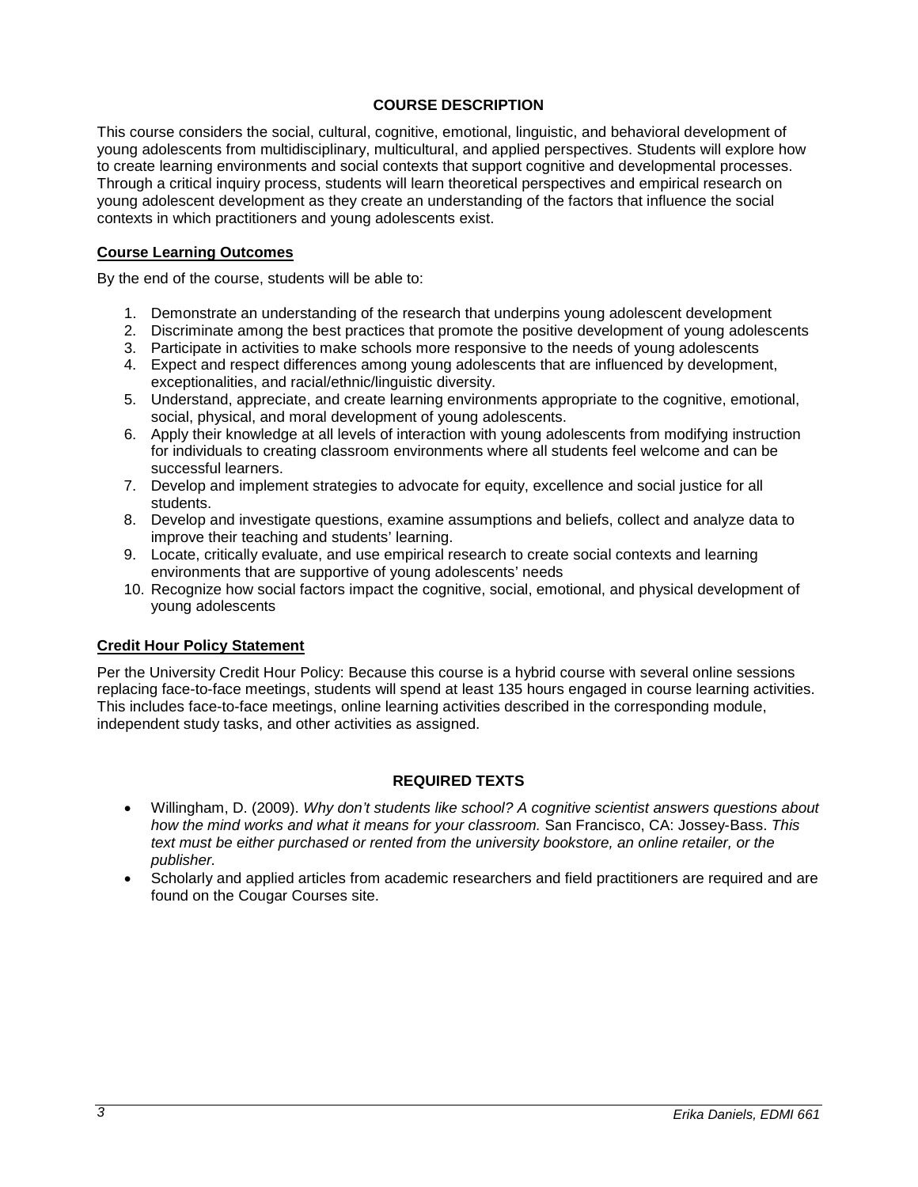## COURSE DESCRIPTION

This course considers the social, cultural, cognitive, emotional, linguistic, and behavioral development of young adolescents from multidisciplinary, multicultural, and applied perspectives. Students will explore how to create learning environments and social contexts that support cognitive and developmental processes. Through a critical inquiry process, students will learn theoretical perspectives and empirical research on young adolescent development as they create an understanding of the factors that influence the social contexts in which practitioners and young adolescents exist.

### Course Learning Outcomes

By the end of the course, students will be able to:

1. Demonstrate an understanding of the research that underpins young adolescent development
2. Discriminate among the best practices that promote the positive development of young adolescents
3. Participate in activities to make schools more responsive to the needs of young adolescents
4. Expect and respect differences among young adolescents that are influenced by development, exceptionalities, and racial/ethnic/linguistic diversity.
5. Understand, appreciate, and create learning environments appropriate to the cognitive, emotional, social, physical, and moral development of young adolescents.
6. Apply their knowledge at all levels of interaction with young adolescents from modifying instruction for individuals to creating classroom environments where all students feel welcome and can be successful learners.
7. Develop and implement strategies to advocate for equity, excellence and social justice for all students.
8. Develop and investigate questions, examine assumptions and beliefs, collect and analyze data to improve their teaching and students' learning.
9. Locate, critically evaluate, and use empirical research to create social contexts and learning environments that are supportive of young adolescents' needs
10. Recognize how social factors impact the cognitive, social, emotional, and physical development of young adolescents

### Credit Hour Policy Statement

Per the University Credit Hour Policy: Because this course is a hybrid course with several online sessions replacing face-to-face meetings, students will spend at least 135 hours engaged in course learning activities. This includes face-to-face meetings, online learning activities described in the corresponding module, independent study tasks, and other activities as assigned.

## REQUIRED TEXTS

- Willingham, D. (2009). *Why don't students like school? A cognitive scientist answers questions about how the mind works and what it means for your classroom.* San Francisco, CA: Jossey-Bass. *This text must be either purchased or rented from the university bookstore, an online retailer, or the publisher.*
- Scholarly and applied articles from academic researchers and field practitioners are required and are found on the Cougar Courses site.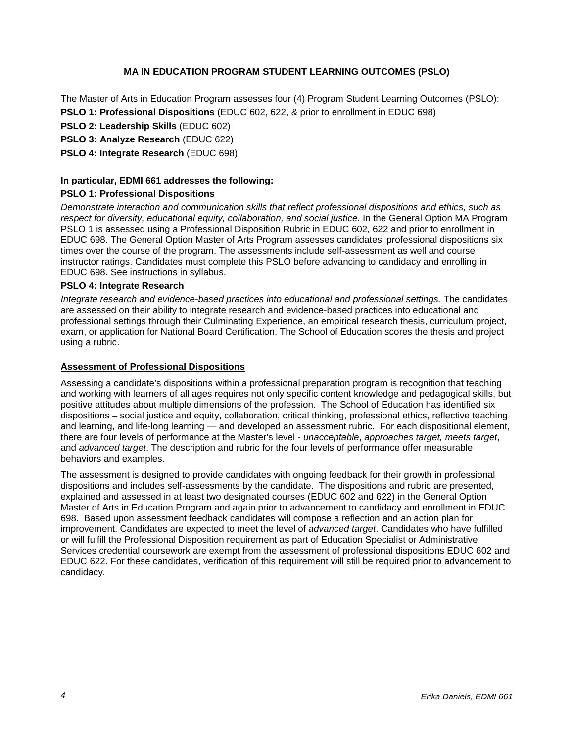## MA IN EDUCATION PROGRAM STUDENT LEARNING OUTCOMES (PSLO)

The Master of Arts in Education Program assesses four (4) Program Student Learning Outcomes (PSLO):

**PSLO 1: Professional Dispositions** (EDUC 602, 622, & prior to enrollment in EDUC 698)

**PSLO 2: Leadership Skills** (EDUC 602)

**PSLO 3: Analyze Research** (EDUC 622)

**PSLO 4: Integrate Research** (EDUC 698)

**In particular, EDMI 661 addresses the following:**

**PSLO 1: Professional Dispositions**

*Demonstrate interaction and communication skills that reflect professional dispositions and ethics, such as respect for diversity, educational equity, collaboration, and social justice.* In the General Option MA Program PSLO 1 is assessed using a Professional Disposition Rubric in EDUC 602, 622 and prior to enrollment in EDUC 698. The General Option Master of Arts Program assesses candidates' professional dispositions six times over the course of the program. The assessments include self-assessment as well and course instructor ratings. Candidates must complete this PSLO before advancing to candidacy and enrolling in EDUC 698. See instructions in syllabus.

**PSLO 4: Integrate Research**

*Integrate research and evidence-based practices into educational and professional settings.* The candidates are assessed on their ability to integrate research and evidence-based practices into educational and professional settings through their Culminating Experience, an empirical research thesis, curriculum project, exam, or application for National Board Certification. The School of Education scores the thesis and project using a rubric.

### Assessment of Professional Dispositions

Assessing a candidate's dispositions within a professional preparation program is recognition that teaching and working with learners of all ages requires not only specific content knowledge and pedagogical skills, but positive attitudes about multiple dimensions of the profession. The School of Education has identified six dispositions – social justice and equity, collaboration, critical thinking, professional ethics, reflective teaching and learning, and life-long learning — and developed an assessment rubric. For each dispositional element, there are four levels of performance at the Master's level - *unacceptable*, *approaches target, meets target*, and *advanced target*. The description and rubric for the four levels of performance offer measurable behaviors and examples.

The assessment is designed to provide candidates with ongoing feedback for their growth in professional dispositions and includes self-assessments by the candidate. The dispositions and rubric are presented, explained and assessed in at least two designated courses (EDUC 602 and 622) in the General Option Master of Arts in Education Program and again prior to advancement to candidacy and enrollment in EDUC 698. Based upon assessment feedback candidates will compose a reflection and an action plan for improvement. Candidates are expected to meet the level of *advanced target*. Candidates who have fulfilled or will fulfill the Professional Disposition requirement as part of Education Specialist or Administrative Services credential coursework are exempt from the assessment of professional dispositions EDUC 602 and EDUC 622. For these candidates, verification of this requirement will still be required prior to advancement to candidacy.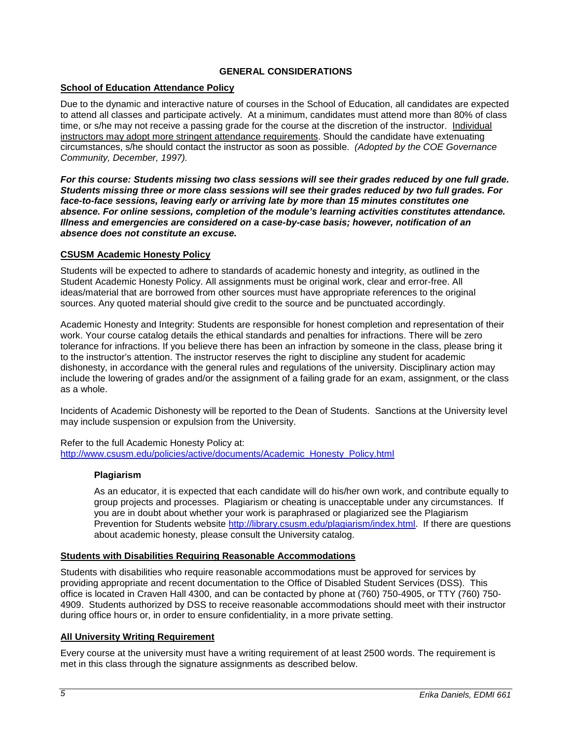## GENERAL CONSIDERATIONS

### School of Education Attendance Policy

Due to the dynamic and interactive nature of courses in the School of Education, all candidates are expected to attend all classes and participate actively. At a minimum, candidates must attend more than 80% of class time, or s/he may not receive a passing grade for the course at the discretion of the instructor. Individual instructors may adopt more stringent attendance requirements. Should the candidate have extenuating circumstances, s/he should contact the instructor as soon as possible. *(Adopted by the COE Governance Community, December, 1997).*

***For this course: Students missing two class sessions will see their grades reduced by one full grade. Students missing three or more class sessions will see their grades reduced by two full grades. For face-to-face sessions, leaving early or arriving late by more than 15 minutes constitutes one absence. For online sessions, completion of the module's learning activities constitutes attendance. Illness and emergencies are considered on a case-by-case basis; however, notification of an absence does not constitute an excuse.***

### CSUSM Academic Honesty Policy

Students will be expected to adhere to standards of academic honesty and integrity, as outlined in the Student Academic Honesty Policy. All assignments must be original work, clear and error-free. All ideas/material that are borrowed from other sources must have appropriate references to the original sources. Any quoted material should give credit to the source and be punctuated accordingly.

Academic Honesty and Integrity: Students are responsible for honest completion and representation of their work. Your course catalog details the ethical standards and penalties for infractions. There will be zero tolerance for infractions. If you believe there has been an infraction by someone in the class, please bring it to the instructor's attention. The instructor reserves the right to discipline any student for academic dishonesty, in accordance with the general rules and regulations of the university. Disciplinary action may include the lowering of grades and/or the assignment of a failing grade for an exam, assignment, or the class as a whole.

Incidents of Academic Dishonesty will be reported to the Dean of Students. Sanctions at the University level may include suspension or expulsion from the University.

Refer to the full Academic Honesty Policy at:
http://www.csusm.edu/policies/active/documents/Academic_Honesty_Policy.html

#### Plagiarism

As an educator, it is expected that each candidate will do his/her own work, and contribute equally to group projects and processes. Plagiarism or cheating is unacceptable under any circumstances. If you are in doubt about whether your work is paraphrased or plagiarized see the Plagiarism Prevention for Students website http://library.csusm.edu/plagiarism/index.html. If there are questions about academic honesty, please consult the University catalog.

### Students with Disabilities Requiring Reasonable Accommodations

Students with disabilities who require reasonable accommodations must be approved for services by providing appropriate and recent documentation to the Office of Disabled Student Services (DSS). This office is located in Craven Hall 4300, and can be contacted by phone at (760) 750-4905, or TTY (760) 750-4909. Students authorized by DSS to receive reasonable accommodations should meet with their instructor during office hours or, in order to ensure confidentiality, in a more private setting.

### All University Writing Requirement

Every course at the university must have a writing requirement of at least 2500 words. The requirement is met in this class through the signature assignments as described below.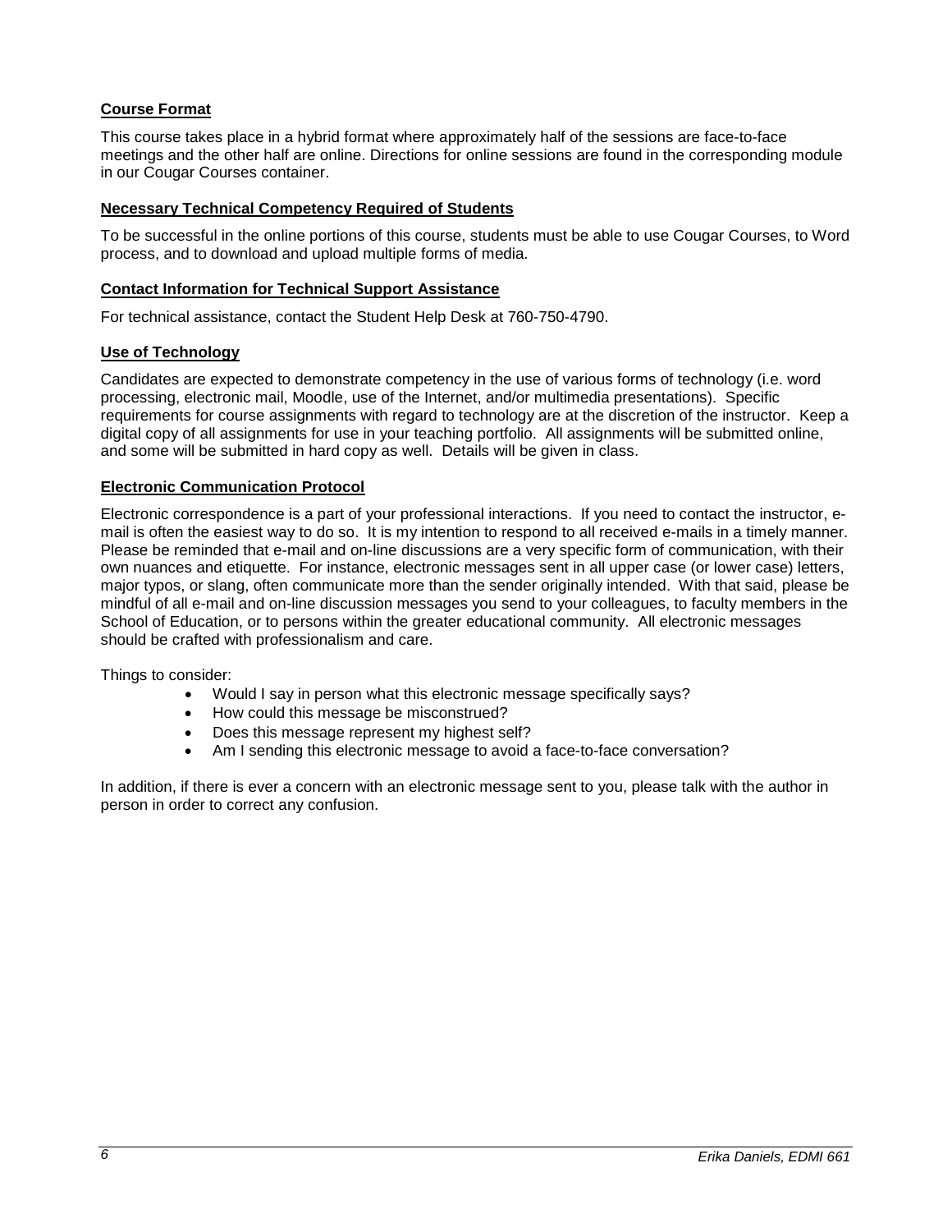**Course Format**

This course takes place in a hybrid format where approximately half of the sessions are face-to-face meetings and the other half are online. Directions for online sessions are found in the corresponding module in our Cougar Courses container.

**Necessary Technical Competency Required of Students**

To be successful in the online portions of this course, students must be able to use Cougar Courses, to Word process, and to download and upload multiple forms of media.

**Contact Information for Technical Support Assistance**

For technical assistance, contact the Student Help Desk at 760-750-4790.

**Use of Technology**

Candidates are expected to demonstrate competency in the use of various forms of technology (i.e. word processing, electronic mail, Moodle, use of the Internet, and/or multimedia presentations). Specific requirements for course assignments with regard to technology are at the discretion of the instructor. Keep a digital copy of all assignments for use in your teaching portfolio. All assignments will be submitted online, and some will be submitted in hard copy as well. Details will be given in class.

**Electronic Communication Protocol**

Electronic correspondence is a part of your professional interactions. If you need to contact the instructor, e-mail is often the easiest way to do so. It is my intention to respond to all received e-mails in a timely manner. Please be reminded that e-mail and on-line discussions are a very specific form of communication, with their own nuances and etiquette. For instance, electronic messages sent in all upper case (or lower case) letters, major typos, or slang, often communicate more than the sender originally intended. With that said, please be mindful of all e-mail and on-line discussion messages you send to your colleagues, to faculty members in the School of Education, or to persons within the greater educational community. All electronic messages should be crafted with professionalism and care.

Things to consider:

- Would I say in person what this electronic message specifically says?
- How could this message be misconstrued?
- Does this message represent my highest self?
- Am I sending this electronic message to avoid a face-to-face conversation?

In addition, if there is ever a concern with an electronic message sent to you, please talk with the author in person in order to correct any confusion.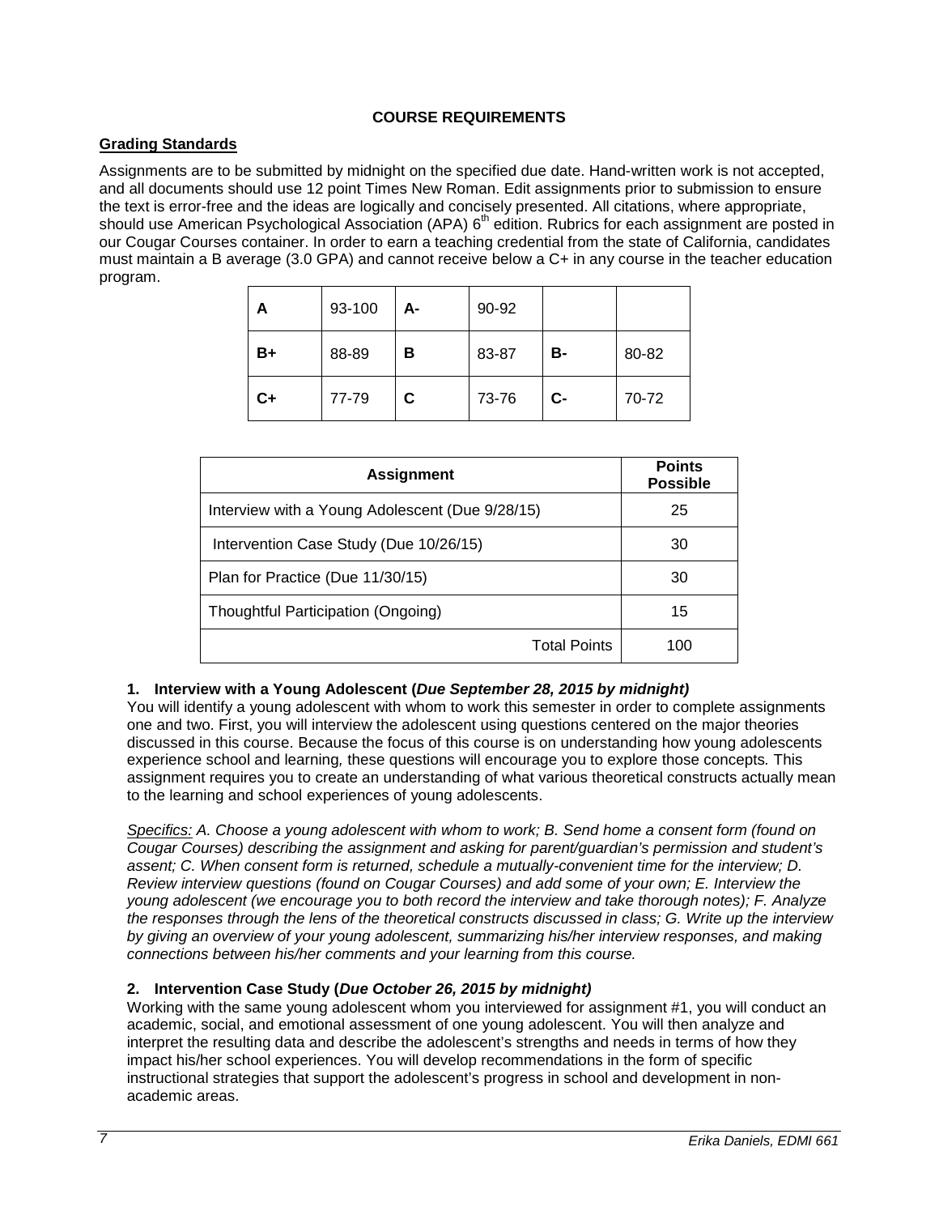## COURSE REQUIREMENTS

### Grading Standards

Assignments are to be submitted by midnight on the specified due date. Hand-written work is not accepted, and all documents should use 12 point Times New Roman. Edit assignments prior to submission to ensure the text is error-free and the ideas are logically and concisely presented. All citations, where appropriate, should use American Psychological Association (APA) 6th edition. Rubrics for each assignment are posted in our Cougar Courses container. In order to earn a teaching credential from the state of California, candidates must maintain a B average (3.0 GPA) and cannot receive below a C+ in any course in the teacher education program.

| A | 93-100 | A- | 90-92 | | |
|---|---|---|---|---|---|
| B+ | 88-89 | B | 83-87 | B- | 80-82 |
| C+ | 77-79 | C | 73-76 | C- | 70-72 |

| Assignment | Points Possible |
|---|---|
| Interview with a Young Adolescent (Due 9/28/15) | 25 |
| Intervention Case Study (Due 10/26/15) | 30 |
| Plan for Practice (Due 11/30/15) | 30 |
| Thoughtful Participation (Ongoing) | 15 |
| Total Points | 100 |

1. **Interview with a Young Adolescent (*Due September 28, 2015 by midnight)***
You will identify a young adolescent with whom to work this semester in order to complete assignments one and two. First, you will interview the adolescent using questions centered on the major theories discussed in this course. Because the focus of this course is on understanding how young adolescents experience school and learning, these questions will encourage you to explore those concepts. This assignment requires you to create an understanding of what various theoretical constructs actually mean to the learning and school experiences of young adolescents.

*Specifics: A. Choose a young adolescent with whom to work; B. Send home a consent form (found on Cougar Courses) describing the assignment and asking for parent/guardian's permission and student's assent; C. When consent form is returned, schedule a mutually-convenient time for the interview; D. Review interview questions (found on Cougar Courses) and add some of your own; E. Interview the young adolescent (we encourage you to both record the interview and take thorough notes); F. Analyze the responses through the lens of the theoretical constructs discussed in class; G. Write up the interview by giving an overview of your young adolescent, summarizing his/her interview responses, and making connections between his/her comments and your learning from this course.*

2. **Intervention Case Study (*Due October 26, 2015 by midnight)***
Working with the same young adolescent whom you interviewed for assignment #1, you will conduct an academic, social, and emotional assessment of one young adolescent. You will then analyze and interpret the resulting data and describe the adolescent's strengths and needs in terms of how they impact his/her school experiences. You will develop recommendations in the form of specific instructional strategies that support the adolescent's progress in school and development in non-academic areas.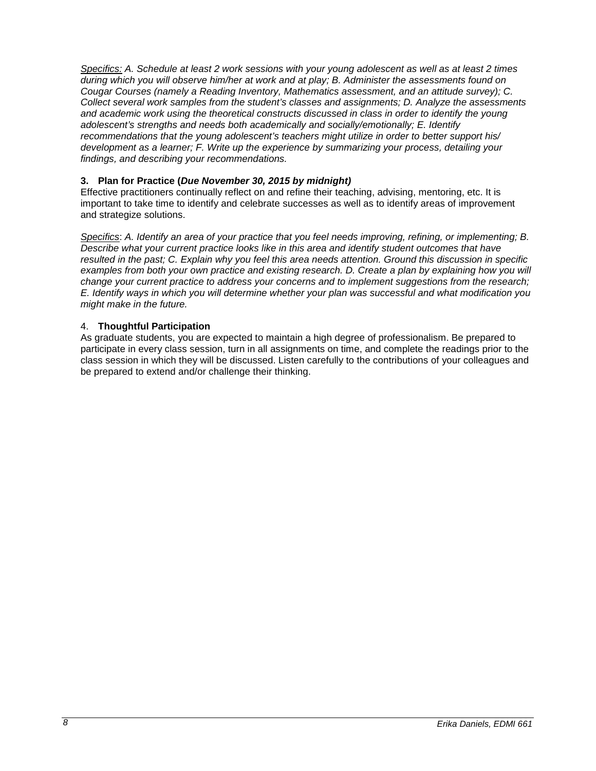*<u>Specifics:</u> A. Schedule at least 2 work sessions with your young adolescent as well as at least 2 times during which you will observe him/her at work and at play; B. Administer the assessments found on Cougar Courses (namely a Reading Inventory, Mathematics assessment, and an attitude survey); C. Collect several work samples from the student's classes and assignments; D. Analyze the assessments and academic work using the theoretical constructs discussed in class in order to identify the young adolescent's strengths and needs both academically and socially/emotionally; E. Identify recommendations that the young adolescent's teachers might utilize in order to better support his/ development as a learner; F. Write up the experience by summarizing your process, detailing your findings, and describing your recommendations.*

### 3. Plan for Practice (*Due November 30, 2015 by midnight)*

Effective practitioners continually reflect on and refine their teaching, advising, mentoring, etc. It is important to take time to identify and celebrate successes as well as to identify areas of improvement and strategize solutions.

<u>Specifics</u>: *A. Identify an area of your practice that you feel needs improving, refining, or implementing; B. Describe what your current practice looks like in this area and identify student outcomes that have resulted in the past; C. Explain why you feel this area needs attention. Ground this discussion in specific examples from both your own practice and existing research. D. Create a plan by explaining how you will change your current practice to address your concerns and to implement suggestions from the research; E. Identify ways in which you will determine whether your plan was successful and what modification you might make in the future.*

### 4. Thoughtful Participation

As graduate students, you are expected to maintain a high degree of professionalism. Be prepared to participate in every class session, turn in all assignments on time, and complete the readings prior to the class session in which they will be discussed. Listen carefully to the contributions of your colleagues and be prepared to extend and/or challenge their thinking.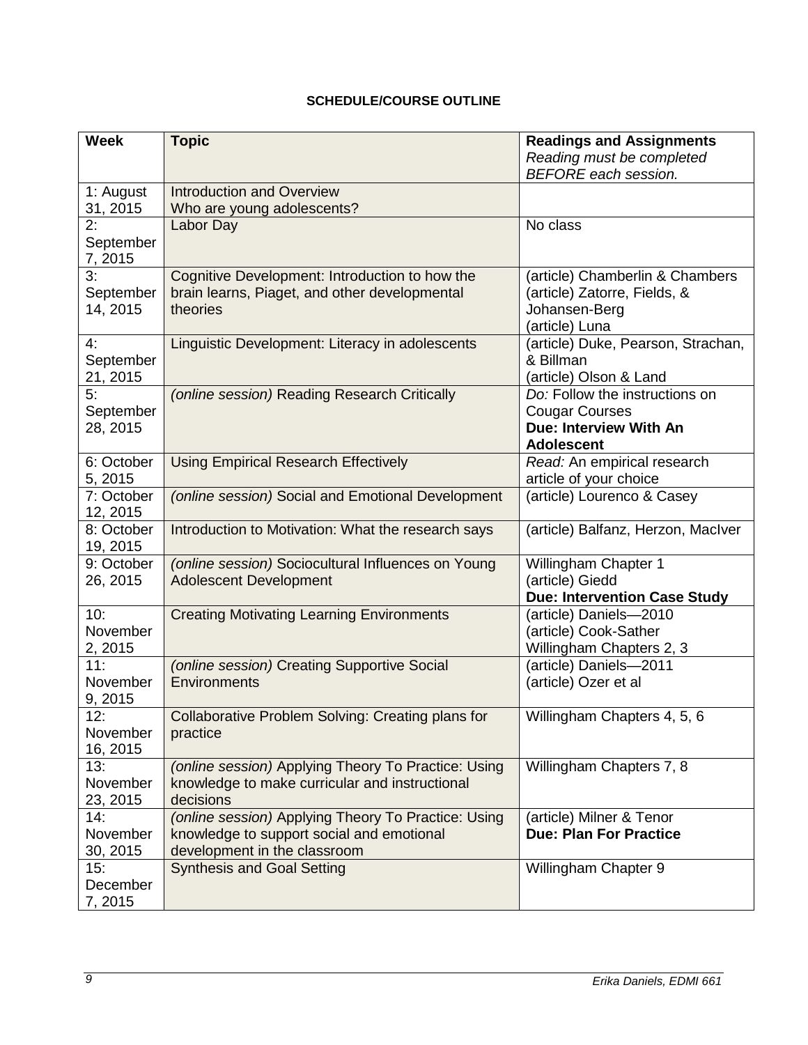**SCHEDULE/COURSE OUTLINE**

| **Week** | **Topic** | **Readings and Assignments** *Reading must be completed BEFORE each session.* |
|---|---|---|
| 1: August 31, 2015 | Introduction and Overview<br>Who are young adolescents? | |
| 2: September 7, 2015 | Labor Day | No class |
| 3: September 14, 2015 | Cognitive Development: Introduction to how the brain learns, Piaget, and other developmental theories | (article) Chamberlin & Chambers<br>(article) Zatorre, Fields, & Johansen-Berg<br>(article) Luna |
| 4: September 21, 2015 | Linguistic Development: Literacy in adolescents | (article) Duke, Pearson, Strachan, & Billman<br>(article) Olson & Land |
| 5: September 28, 2015 | *(online session)* Reading Research Critically | *Do:* Follow the instructions on Cougar Courses<br>**Due: Interview With An Adolescent** |
| 6: October 5, 2015 | Using Empirical Research Effectively | *Read:* An empirical research article of your choice |
| 7: October 12, 2015 | *(online session)* Social and Emotional Development | (article) Lourenco & Casey |
| 8: October 19, 2015 | Introduction to Motivation: What the research says | (article) Balfanz, Herzon, MacIver |
| 9: October 26, 2015 | *(online session)* Sociocultural Influences on Young Adolescent Development | Willingham Chapter 1<br>(article) Giedd<br>**Due: Intervention Case Study** |
| 10: November 2, 2015 | Creating Motivating Learning Environments | (article) Daniels—2010<br>(article) Cook-Sather<br>Willingham Chapters 2, 3 |
| 11: November 9, 2015 | *(online session)* Creating Supportive Social Environments | (article) Daniels—2011<br>(article) Ozer et al |
| 12: November 16, 2015 | Collaborative Problem Solving: Creating plans for practice | Willingham Chapters 4, 5, 6 |
| 13: November 23, 2015 | *(online session)* Applying Theory To Practice: Using knowledge to make curricular and instructional decisions | Willingham Chapters 7, 8 |
| 14: November 30, 2015 | *(online session)* Applying Theory To Practice: Using knowledge to support social and emotional development in the classroom | (article) Milner & Tenor<br>**Due: Plan For Practice** |
| 15: December 7, 2015 | Synthesis and Goal Setting | Willingham Chapter 9 |